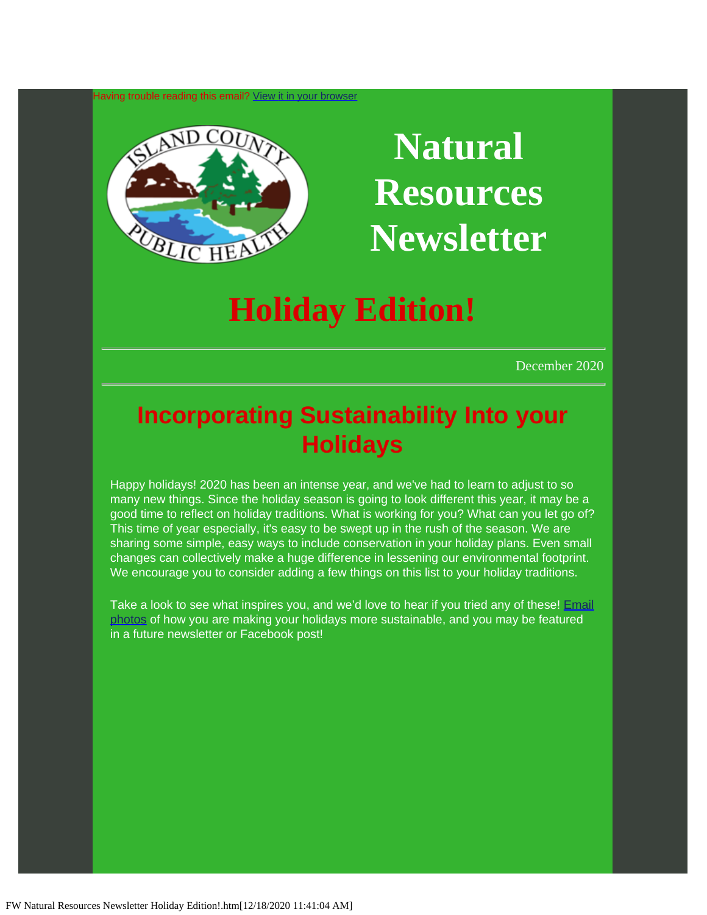Having trouble reading this email? [View it in your browser]

# Natural Resources Newsletter

# Holiday Edition!

---

December 2020

---

## Incorporating Sustainability Into your Holidays

Happy holidays! 2020 has been an intense year, and we've had to learn to adjust to so many new things. Since the holiday season is going to look different this year, it may be a good time to reflect on holiday traditions. What is working for you? What can you let go of? This time of year especially, it's easy to be swept up in the rush of the season. We are sharing some simple, easy ways to include conservation in your holiday plans. Even small changes can collectively make a huge difference in lessening our environmental footprint. We encourage you to consider adding a few things on this list to your holiday traditions.

Take a look to see what inspires you, and we'd love to hear if you tried any of these! [Email photos] of how you are making your holidays more sustainable, and you may be featured in a future newsletter or Facebook post!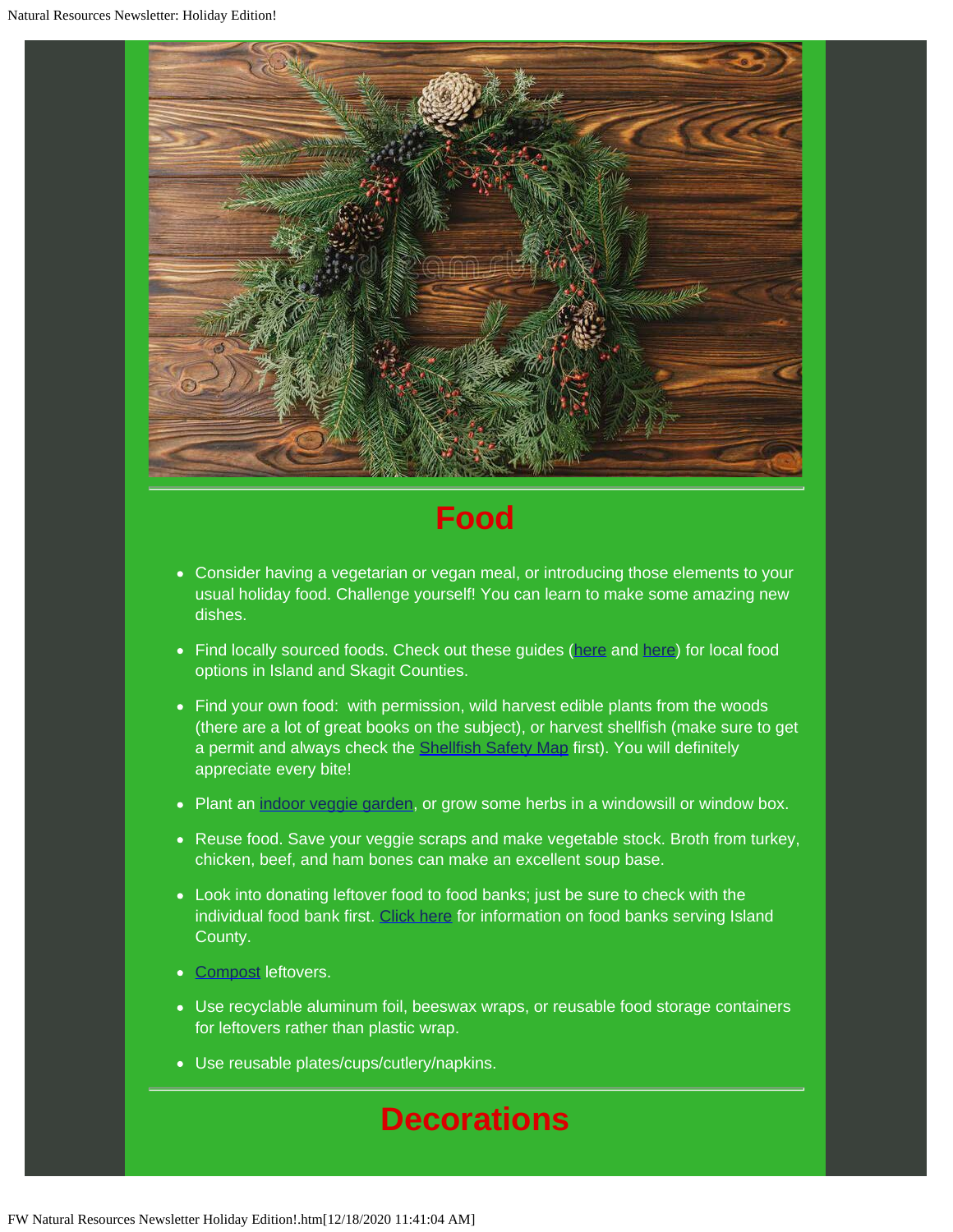## Food

- Consider having a vegetarian or vegan meal, or introducing those elements to your usual holiday food. Challenge yourself! You can learn to make some amazing new dishes.
- Find locally sourced foods. Check out these guides (here and here) for local food options in Island and Skagit Counties.
- Find your own food: with permission, wild harvest edible plants from the woods (there are a lot of great books on the subject), or harvest shellfish (make sure to get a permit and always check the Shellfish Safety Map first). You will definitely appreciate every bite!
- Plant an indoor veggie garden, or grow some herbs in a windowsill or window box.
- Reuse food. Save your veggie scraps and make vegetable stock. Broth from turkey, chicken, beef, and ham bones can make an excellent soup base.
- Look into donating leftover food to food banks; just be sure to check with the individual food bank first. Click here for information on food banks serving Island County.
- Compost leftovers.
- Use recyclable aluminum foil, beeswax wraps, or reusable food storage containers for leftovers rather than plastic wrap.
- Use reusable plates/cups/cutlery/napkins.

## Decorations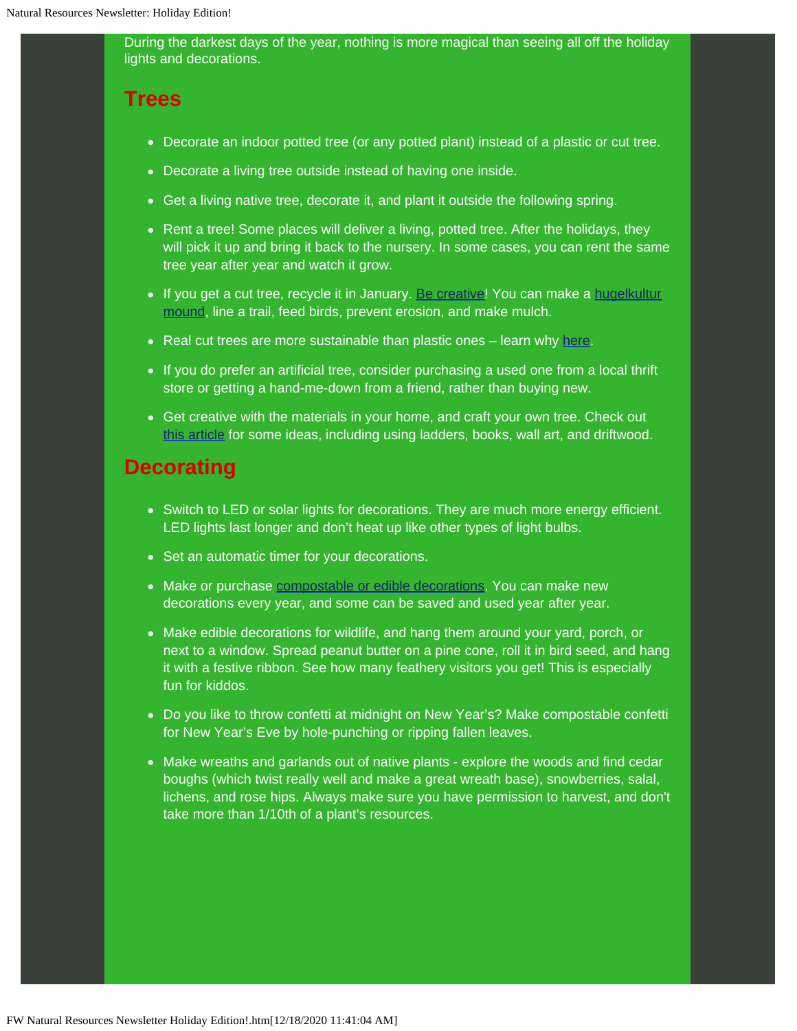During the darkest days of the year, nothing is more magical than seeing all off the holiday lights and decorations.

## Trees

- Decorate an indoor potted tree (or any potted plant) instead of a plastic or cut tree.
- Decorate a living tree outside instead of having one inside.
- Get a living native tree, decorate it, and plant it outside the following spring.
- Rent a tree! Some places will deliver a living, potted tree. After the holidays, they will pick it up and bring it back to the nursery. In some cases, you can rent the same tree year after year and watch it grow.
- If you get a cut tree, recycle it in January. Be creative! You can make a hugelkultur mound, line a trail, feed birds, prevent erosion, and make mulch.
- Real cut trees are more sustainable than plastic ones – learn why here.
- If you do prefer an artificial tree, consider purchasing a used one from a local thrift store or getting a hand-me-down from a friend, rather than buying new.
- Get creative with the materials in your home, and craft your own tree. Check out this article for some ideas, including using ladders, books, wall art, and driftwood.

## Decorating

- Switch to LED or solar lights for decorations. They are much more energy efficient. LED lights last longer and don't heat up like other types of light bulbs.
- Set an automatic timer for your decorations.
- Make or purchase compostable or edible decorations. You can make new decorations every year, and some can be saved and used year after year.
- Make edible decorations for wildlife, and hang them around your yard, porch, or next to a window. Spread peanut butter on a pine cone, roll it in bird seed, and hang it with a festive ribbon. See how many feathery visitors you get! This is especially fun for kiddos.
- Do you like to throw confetti at midnight on New Year's? Make compostable confetti for New Year's Eve by hole-punching or ripping fallen leaves.
- Make wreaths and garlands out of native plants - explore the woods and find cedar boughs (which twist really well and make a great wreath base), snowberries, salal, lichens, and rose hips. Always make sure you have permission to harvest, and don't take more than 1/10th of a plant's resources.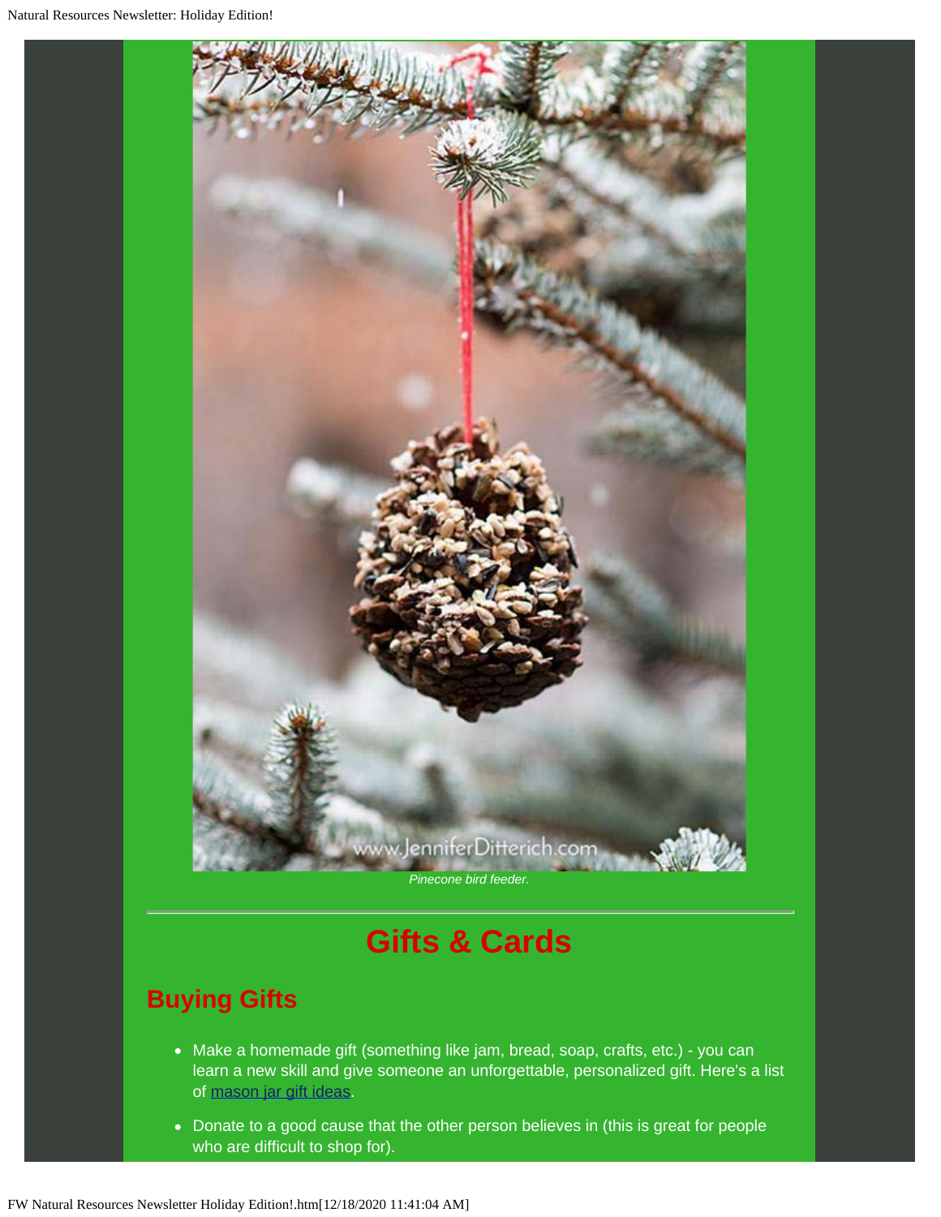*Pinecone bird feeder.*

---

# Gifts & Cards

## Buying Gifts

- Make a homemade gift (something like jam, bread, soap, crafts, etc.) - you can learn a new skill and give someone an unforgettable, personalized gift. Here's a list of mason jar gift ideas.
- Donate to a good cause that the other person believes in (this is great for people who are difficult to shop for).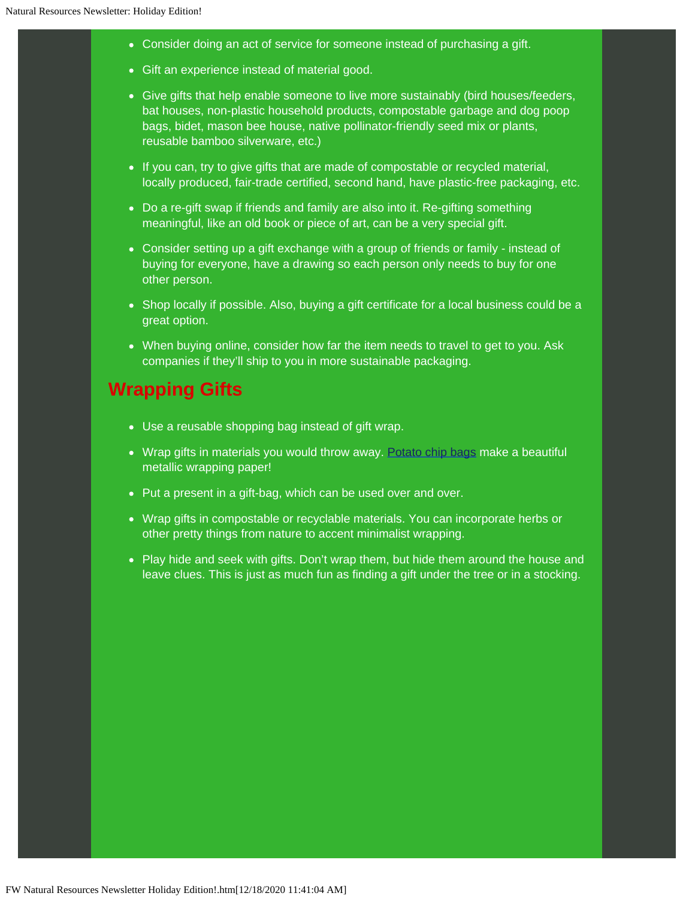- Consider doing an act of service for someone instead of purchasing a gift.
- Gift an experience instead of material good.
- Give gifts that help enable someone to live more sustainably (bird houses/feeders, bat houses, non-plastic household products, compostable garbage and dog poop bags, bidet, mason bee house, native pollinator-friendly seed mix or plants, reusable bamboo silverware, etc.)
- If you can, try to give gifts that are made of compostable or recycled material, locally produced, fair-trade certified, second hand, have plastic-free packaging, etc.
- Do a re-gift swap if friends and family are also into it. Re-gifting something meaningful, like an old book or piece of art, can be a very special gift.
- Consider setting up a gift exchange with a group of friends or family - instead of buying for everyone, have a drawing so each person only needs to buy for one other person.
- Shop locally if possible. Also, buying a gift certificate for a local business could be a great option.
- When buying online, consider how far the item needs to travel to get to you. Ask companies if they'll ship to you in more sustainable packaging.

## Wrapping Gifts

- Use a reusable shopping bag instead of gift wrap.
- Wrap gifts in materials you would throw away. Potato chip bags make a beautiful metallic wrapping paper!
- Put a present in a gift-bag, which can be used over and over.
- Wrap gifts in compostable or recyclable materials. You can incorporate herbs or other pretty things from nature to accent minimalist wrapping.
- Play hide and seek with gifts. Don't wrap them, but hide them around the house and leave clues. This is just as much fun as finding a gift under the tree or in a stocking.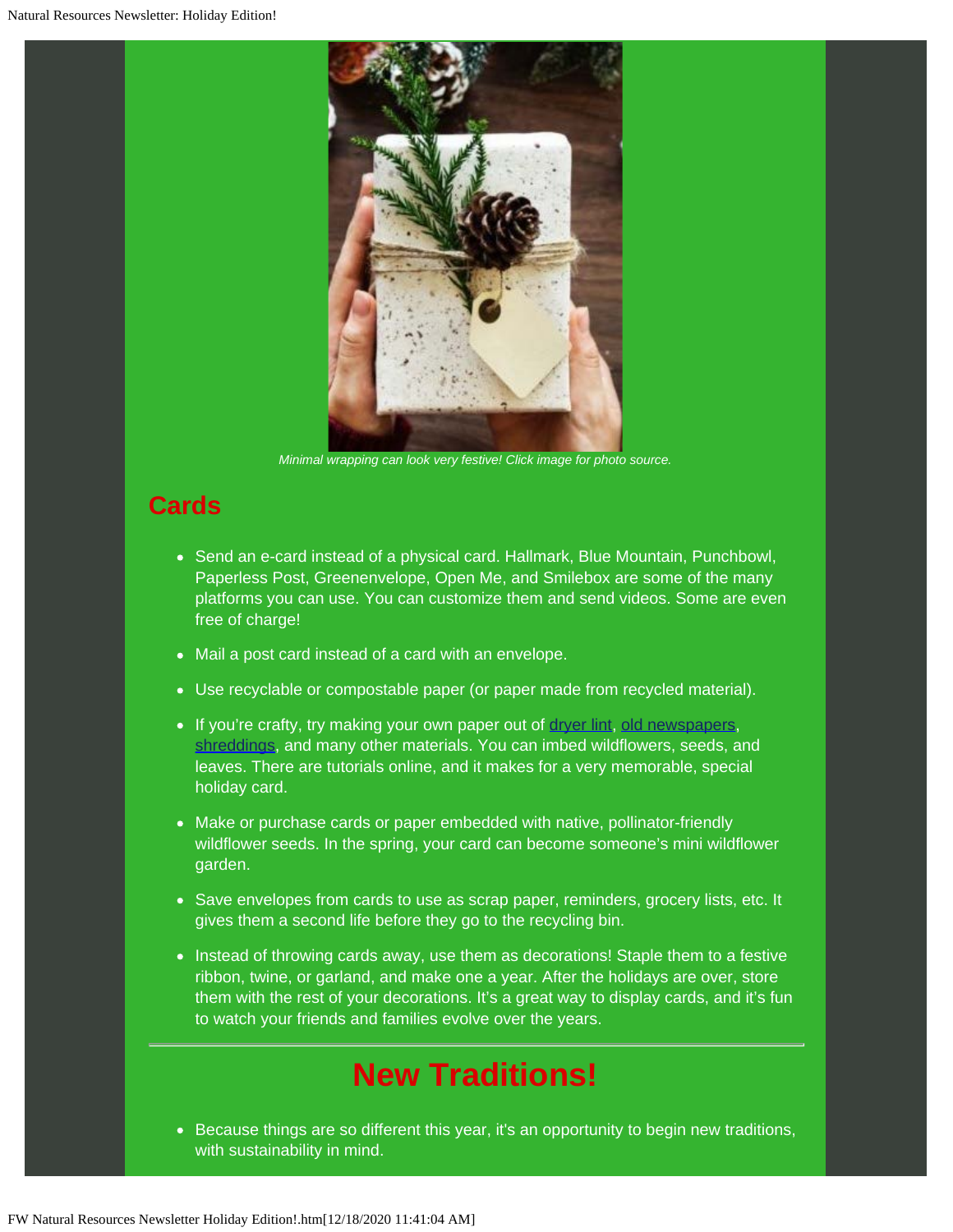*Minimal wrapping can look very festive! Click image for photo source.*

## Cards

- Send an e-card instead of a physical card. Hallmark, Blue Mountain, Punchbowl, Paperless Post, Greenenvelope, Open Me, and Smilebox are some of the many platforms you can use. You can customize them and send videos. Some are even free of charge!
- Mail a post card instead of a card with an envelope.
- Use recyclable or compostable paper (or paper made from recycled material).
- If you're crafty, try making your own paper out of dryer lint, old newspapers, shreddings, and many other materials. You can imbed wildflowers, seeds, and leaves. There are tutorials online, and it makes for a very memorable, special holiday card.
- Make or purchase cards or paper embedded with native, pollinator-friendly wildflower seeds. In the spring, your card can become someone's mini wildflower garden.
- Save envelopes from cards to use as scrap paper, reminders, grocery lists, etc. It gives them a second life before they go to the recycling bin.
- Instead of throwing cards away, use them as decorations! Staple them to a festive ribbon, twine, or garland, and make one a year. After the holidays are over, store them with the rest of your decorations. It's a great way to display cards, and it's fun to watch your friends and families evolve over the years.

---

# New Traditions!

- Because things are so different this year, it's an opportunity to begin new traditions, with sustainability in mind.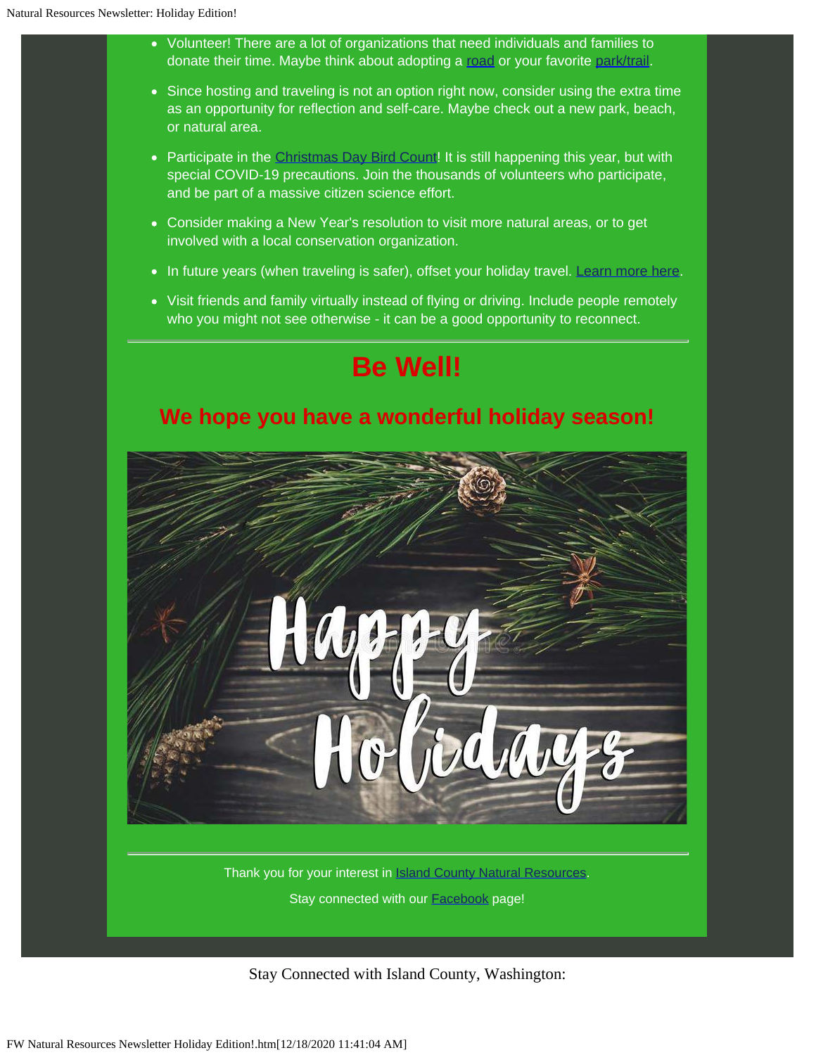- Volunteer! There are a lot of organizations that need individuals and families to donate their time. Maybe think about adopting a road or your favorite park/trail.
- Since hosting and traveling is not an option right now, consider using the extra time as an opportunity for reflection and self-care. Maybe check out a new park, beach, or natural area.
- Participate in the Christmas Day Bird Count! It is still happening this year, but with special COVID-19 precautions. Join the thousands of volunteers who participate, and be part of a massive citizen science effort.
- Consider making a New Year's resolution to visit more natural areas, or to get involved with a local conservation organization.
- In future years (when traveling is safer), offset your holiday travel. Learn more here.
- Visit friends and family virtually instead of flying or driving. Include people remotely who you might not see otherwise - it can be a good opportunity to reconnect.

---

# Be Well!

## We hope you have a wonderful holiday season!

Happy Holidays

---

Thank you for your interest in Island County Natural Resources.

Stay connected with our Facebook page!

Stay Connected with Island County, Washington: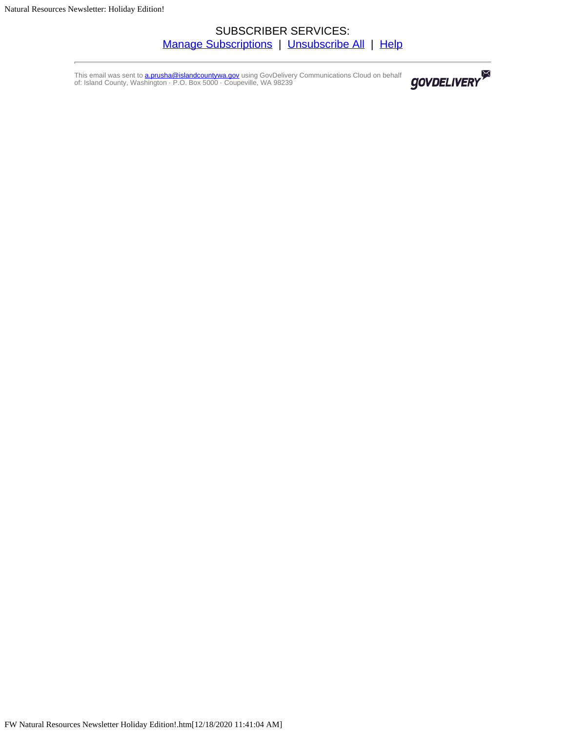SUBSCRIBER SERVICES:
Manage Subscriptions | Unsubscribe All | Help

---

This email was sent to a.prusha@islandcountywa.gov using GovDelivery Communications Cloud on behalf of: Island County, Washington · P.O. Box 5000 · Coupeville, WA 98239

GOVDELIVERY